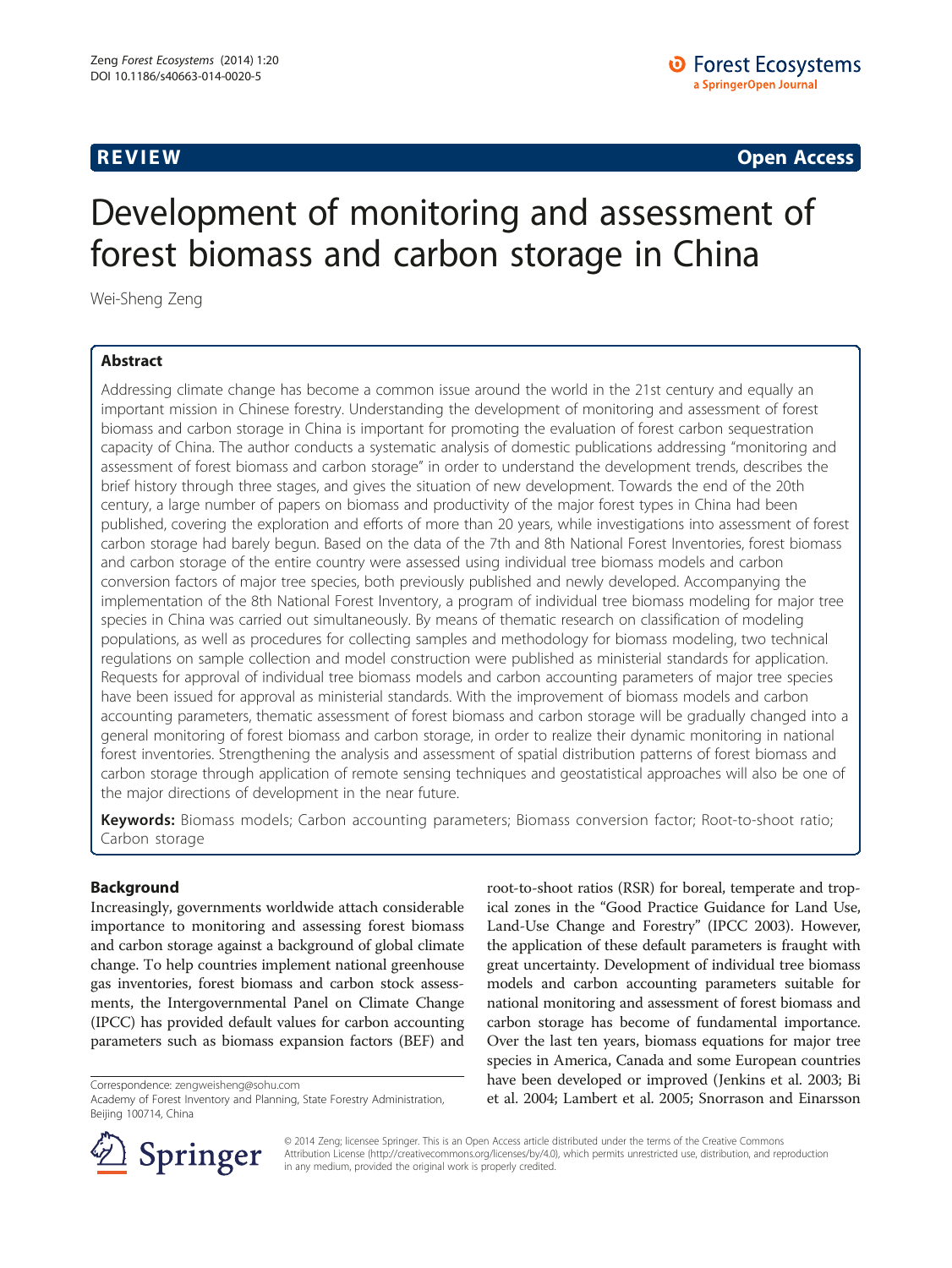**REVIEW** **Open Access**

# Development of monitoring and assessment of forest biomass and carbon storage in China

Wei-Sheng Zeng

## Abstract

Addressing climate change has become a common issue around the world in the 21st century and equally an important mission in Chinese forestry. Understanding the development of monitoring and assessment of forest biomass and carbon storage in China is important for promoting the evaluation of forest carbon sequestration capacity of China. The author conducts a systematic analysis of domestic publications addressing "monitoring and assessment of forest biomass and carbon storage" in order to understand the development trends, describes the brief history through three stages, and gives the situation of new development. Towards the end of the 20th century, a large number of papers on biomass and productivity of the major forest types in China had been published, covering the exploration and efforts of more than 20 years, while investigations into assessment of forest carbon storage had barely begun. Based on the data of the 7th and 8th National Forest Inventories, forest biomass and carbon storage of the entire country were assessed using individual tree biomass models and carbon conversion factors of major tree species, both previously published and newly developed. Accompanying the implementation of the 8th National Forest Inventory, a program of individual tree biomass modeling for major tree species in China was carried out simultaneously. By means of thematic research on classification of modeling populations, as well as procedures for collecting samples and methodology for biomass modeling, two technical regulations on sample collection and model construction were published as ministerial standards for application. Requests for approval of individual tree biomass models and carbon accounting parameters of major tree species have been issued for approval as ministerial standards. With the improvement of biomass models and carbon accounting parameters, thematic assessment of forest biomass and carbon storage will be gradually changed into a general monitoring of forest biomass and carbon storage, in order to realize their dynamic monitoring in national forest inventories. Strengthening the analysis and assessment of spatial distribution patterns of forest biomass and carbon storage through application of remote sensing techniques and geostatistical approaches will also be one of the major directions of development in the near future.

**Keywords:** Biomass models; Carbon accounting parameters; Biomass conversion factor; Root-to-shoot ratio; Carbon storage

## Background

Increasingly, governments worldwide attach considerable importance to monitoring and assessing forest biomass and carbon storage against a background of global climate change. To help countries implement national greenhouse gas inventories, forest biomass and carbon stock assessments, the Intergovernmental Panel on Climate Change (IPCC) has provided default values for carbon accounting parameters such as biomass expansion factors (BEF) and root-to-shoot ratios (RSR) for boreal, temperate and tropical zones in the "Good Practice Guidance for Land Use, Land-Use Change and Forestry" (IPCC 2003). However, the application of these default parameters is fraught with great uncertainty. Development of individual tree biomass models and carbon accounting parameters suitable for national monitoring and assessment of forest biomass and carbon storage has become of fundamental importance. Over the last ten years, biomass equations for major tree species in America, Canada and some European countries have been developed or improved (Jenkins et al. 2003; Bi et al. 2004; Lambert et al. 2005; Snorrason and Einarsson

Correspondence: zengweisheng@sohu.com
Academy of Forest Inventory and Planning, State Forestry Administration, Beijing 100714, China

© 2014 Zeng; licensee Springer. This is an Open Access article distributed under the terms of the Creative Commons Attribution License (http://creativecommons.org/licenses/by/4.0), which permits unrestricted use, distribution, and reproduction in any medium, provided the original work is properly credited.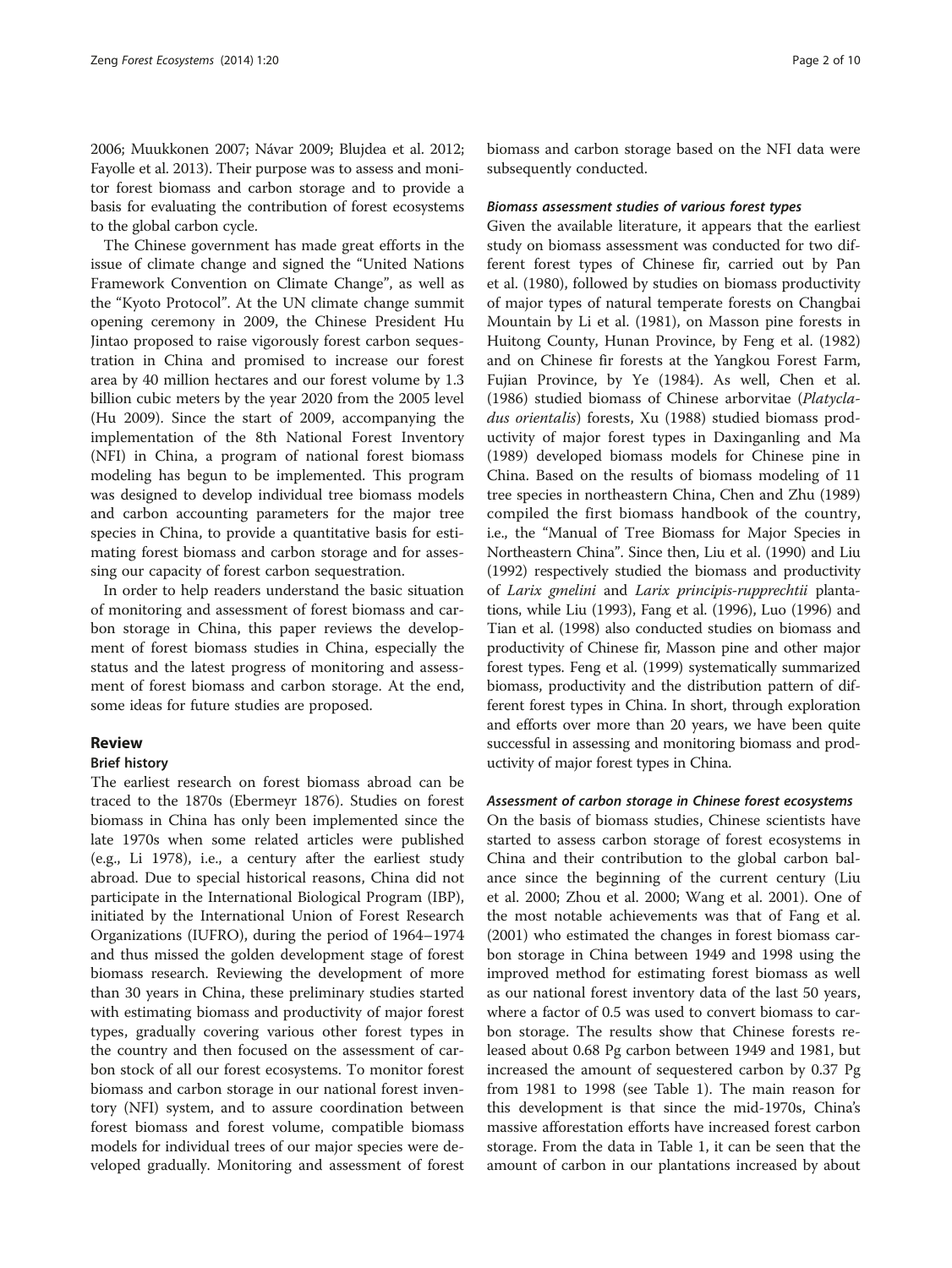2006; Muukkonen 2007; Návar 2009; Blujdea et al. 2012; Fayolle et al. 2013). Their purpose was to assess and monitor forest biomass and carbon storage and to provide a basis for evaluating the contribution of forest ecosystems to the global carbon cycle.

The Chinese government has made great efforts in the issue of climate change and signed the "United Nations Framework Convention on Climate Change", as well as the "Kyoto Protocol". At the UN climate change summit opening ceremony in 2009, the Chinese President Hu Jintao proposed to raise vigorously forest carbon sequestration in China and promised to increase our forest area by 40 million hectares and our forest volume by 1.3 billion cubic meters by the year 2020 from the 2005 level (Hu 2009). Since the start of 2009, accompanying the implementation of the 8th National Forest Inventory (NFI) in China, a program of national forest biomass modeling has begun to be implemented. This program was designed to develop individual tree biomass models and carbon accounting parameters for the major tree species in China, to provide a quantitative basis for estimating forest biomass and carbon storage and for assessing our capacity of forest carbon sequestration.

In order to help readers understand the basic situation of monitoring and assessment of forest biomass and carbon storage in China, this paper reviews the development of forest biomass studies in China, especially the status and the latest progress of monitoring and assessment of forest biomass and carbon storage. At the end, some ideas for future studies are proposed.

## Review

### Brief history

The earliest research on forest biomass abroad can be traced to the 1870s (Ebermeyr 1876). Studies on forest biomass in China has only been implemented since the late 1970s when some related articles were published (e.g., Li 1978), i.e., a century after the earliest study abroad. Due to special historical reasons, China did not participate in the International Biological Program (IBP), initiated by the International Union of Forest Research Organizations (IUFRO), during the period of 1964–1974 and thus missed the golden development stage of forest biomass research. Reviewing the development of more than 30 years in China, these preliminary studies started with estimating biomass and productivity of major forest types, gradually covering various other forest types in the country and then focused on the assessment of carbon stock of all our forest ecosystems. To monitor forest biomass and carbon storage in our national forest inventory (NFI) system, and to assure coordination between forest biomass and forest volume, compatible biomass models for individual trees of our major species were developed gradually. Monitoring and assessment of forest biomass and carbon storage based on the NFI data were subsequently conducted.

#### *Biomass assessment studies of various forest types*

Given the available literature, it appears that the earliest study on biomass assessment was conducted for two different forest types of Chinese fir, carried out by Pan et al. (1980), followed by studies on biomass productivity of major types of natural temperate forests on Changbai Mountain by Li et al. (1981), on Masson pine forests in Huitong County, Hunan Province, by Feng et al. (1982) and on Chinese fir forests at the Yangkou Forest Farm, Fujian Province, by Ye (1984). As well, Chen et al. (1986) studied biomass of Chinese arborvitae (*Platycladus orientalis*) forests, Xu (1988) studied biomass productivity of major forest types in Daxinganling and Ma (1989) developed biomass models for Chinese pine in China. Based on the results of biomass modeling of 11 tree species in northeastern China, Chen and Zhu (1989) compiled the first biomass handbook of the country, i.e., the "Manual of Tree Biomass for Major Species in Northeastern China". Since then, Liu et al. (1990) and Liu (1992) respectively studied the biomass and productivity of *Larix gmelini* and *Larix principis-rupprechtii* plantations, while Liu (1993), Fang et al. (1996), Luo (1996) and Tian et al. (1998) also conducted studies on biomass and productivity of Chinese fir, Masson pine and other major forest types. Feng et al. (1999) systematically summarized biomass, productivity and the distribution pattern of different forest types in China. In short, through exploration and efforts over more than 20 years, we have been quite successful in assessing and monitoring biomass and productivity of major forest types in China.

#### *Assessment of carbon storage in Chinese forest ecosystems*

On the basis of biomass studies, Chinese scientists have started to assess carbon storage of forest ecosystems in China and their contribution to the global carbon balance since the beginning of the current century (Liu et al. 2000; Zhou et al. 2000; Wang et al. 2001). One of the most notable achievements was that of Fang et al. (2001) who estimated the changes in forest biomass carbon storage in China between 1949 and 1998 using the improved method for estimating forest biomass as well as our national forest inventory data of the last 50 years, where a factor of 0.5 was used to convert biomass to carbon storage. The results show that Chinese forests released about 0.68 Pg carbon between 1949 and 1981, but increased the amount of sequestered carbon by 0.37 Pg from 1981 to 1998 (see Table 1). The main reason for this development is that since the mid-1970s, China's massive afforestation efforts have increased forest carbon storage. From the data in Table 1, it can be seen that the amount of carbon in our plantations increased by about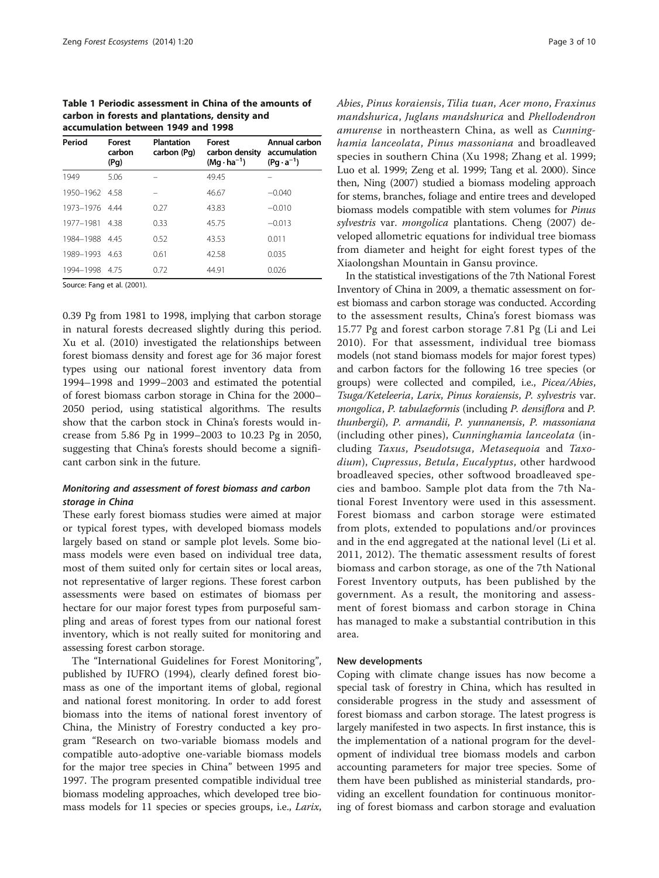**Table 1 Periodic assessment in China of the amounts of carbon in forests and plantations, density and accumulation between 1949 and 1998**

| Period | Forest carbon (Pg) | Plantation carbon (Pg) | Forest carbon density ($Mg \cdot ha^{-1}$) | Annual carbon accumulation ($Pg \cdot a^{-1}$) |
|---|---|---|---|---|
| 1949 | 5.06 | – | 49.45 | – |
| 1950–1962 | 4.58 | – | 46.67 | −0.040 |
| 1973–1976 | 4.44 | 0.27 | 43.83 | −0.010 |
| 1977–1981 | 4.38 | 0.33 | 45.75 | −0.013 |
| 1984–1988 | 4.45 | 0.52 | 43.53 | 0.011 |
| 1989–1993 | 4.63 | 0.61 | 42.58 | 0.035 |
| 1994–1998 | 4.75 | 0.72 | 44.91 | 0.026 |

Source: Fang et al. (2001).

0.39 Pg from 1981 to 1998, implying that carbon storage in natural forests decreased slightly during this period. Xu et al. (2010) investigated the relationships between forest biomass density and forest age for 36 major forest types using our national forest inventory data from 1994–1998 and 1999–2003 and estimated the potential of forest biomass carbon storage in China for the 2000–2050 period, using statistical algorithms. The results show that the carbon stock in China's forests would increase from 5.86 Pg in 1999–2003 to 10.23 Pg in 2050, suggesting that China's forests should become a significant carbon sink in the future.

### *Monitoring and assessment of forest biomass and carbon storage in China*

These early forest biomass studies were aimed at major or typical forest types, with developed biomass models largely based on stand or sample plot levels. Some biomass models were even based on individual tree data, most of them suited only for certain sites or local areas, not representative of larger regions. These forest carbon assessments were based on estimates of biomass per hectare for our major forest types from purposeful sampling and areas of forest types from our national forest inventory, which is not really suited for monitoring and assessing forest carbon storage.

The "International Guidelines for Forest Monitoring", published by IUFRO (1994), clearly defined forest biomass as one of the important items of global, regional and national forest monitoring. In order to add forest biomass into the items of national forest inventory of China, the Ministry of Forestry conducted a key program "Research on two-variable biomass models and compatible auto-adoptive one-variable biomass models for the major tree species in China" between 1995 and 1997. The program presented compatible individual tree biomass modeling approaches, which developed tree biomass models for 11 species or species groups, i.e., *Larix*, *Abies*, *Pinus koraiensis*, *Tilia tuan*, *Acer mono*, *Fraxinus mandshurica*, *Juglans mandshurica* and *Phellodendron amurense* in northeastern China, as well as *Cunninghamia lanceolata*, *Pinus massoniana* and broadleaved species in southern China (Xu 1998; Zhang et al. 1999; Luo et al. 1999; Zeng et al. 1999; Tang et al. 2000). Since then, Ning (2007) studied a biomass modeling approach for stems, branches, foliage and entire trees and developed biomass models compatible with stem volumes for *Pinus sylvestris* var. *mongolica* plantations. Cheng (2007) developed allometric equations for individual tree biomass from diameter and height for eight forest types of the Xiaolongshan Mountain in Gansu province.

In the statistical investigations of the 7th National Forest Inventory of China in 2009, a thematic assessment on forest biomass and carbon storage was conducted. According to the assessment results, China's forest biomass was 15.77 Pg and forest carbon storage 7.81 Pg (Li and Lei 2010). For that assessment, individual tree biomass models (not stand biomass models for major forest types) and carbon factors for the following 16 tree species (or groups) were collected and compiled, i.e., *Picea/Abies*, *Tsuga/Keteleeria*, *Larix*, *Pinus koraiensis*, *P. sylvestris* var. *mongolica*, *P. tabulaeformis* (including *P. densiflora* and *P. thunbergii*), *P. armandii*, *P. yunnanensis*, *P. massoniana* (including other pines), *Cunninghamia lanceolata* (including *Taxus*, *Pseudotsuga*, *Metasequoia* and *Taxodium*), *Cupressus*, *Betula*, *Eucalyptus*, other hardwood broadleaved species, other softwood broadleaved species and bamboo. Sample plot data from the 7th National Forest Inventory were used in this assessment. Forest biomass and carbon storage were estimated from plots, extended to populations and/or provinces and in the end aggregated at the national level (Li et al. 2011, 2012). The thematic assessment results of forest biomass and carbon storage, as one of the 7th National Forest Inventory outputs, has been published by the government. As a result, the monitoring and assessment of forest biomass and carbon storage in China has managed to make a substantial contribution in this area.

### New developments

Coping with climate change issues has now become a special task of forestry in China, which has resulted in considerable progress in the study and assessment of forest biomass and carbon storage. The latest progress is largely manifested in two aspects. In first instance, this is the implementation of a national program for the development of individual tree biomass models and carbon accounting parameters for major tree species. Some of them have been published as ministerial standards, providing an excellent foundation for continuous monitoring of forest biomass and carbon storage and evaluation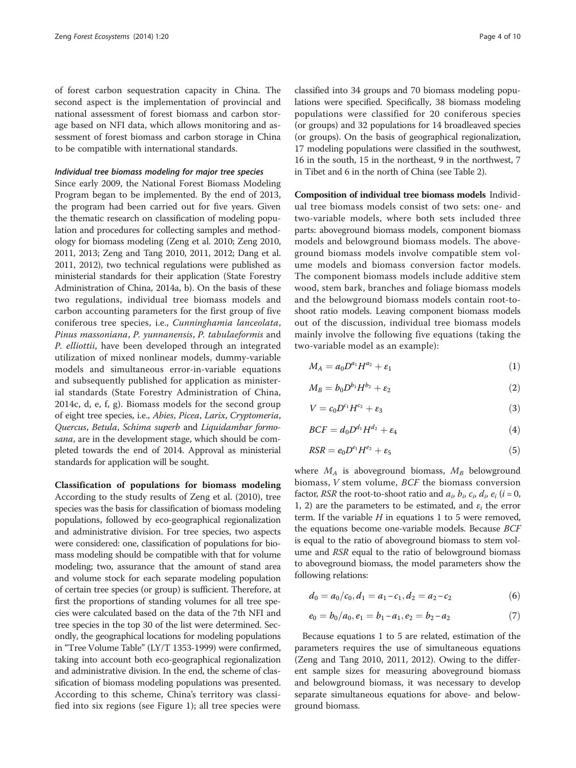of forest carbon sequestration capacity in China. The second aspect is the implementation of provincial and national assessment of forest biomass and carbon storage based on NFI data, which allows monitoring and assessment of forest biomass and carbon storage in China to be compatible with international standards.

### *Individual tree biomass modeling for major tree species*

Since early 2009, the National Forest Biomass Modeling Program began to be implemented. By the end of 2013, the program had been carried out for five years. Given the thematic research on classification of modeling population and procedures for collecting samples and methodology for biomass modeling (Zeng et al. 2010; Zeng 2010, 2011, 2013; Zeng and Tang 2010, 2011, 2012; Dang et al. 2011, 2012), two technical regulations were published as ministerial standards for their application (State Forestry Administration of China, 2014a, b). On the basis of these two regulations, individual tree biomass models and carbon accounting parameters for the first group of five coniferous tree species, i.e., *Cunninghamia lanceolata*, *Pinus massoniana*, *P. yunnanensis*, *P. tabulaeformis* and *P. elliottii*, have been developed through an integrated utilization of mixed nonlinear models, dummy-variable models and simultaneous error-in-variable equations and subsequently published for application as ministerial standards (State Forestry Administration of China, 2014c, d, e, f, g). Biomass models for the second group of eight tree species, i.e., *Abies*, *Picea*, *Larix*, *Cryptomeria*, *Quercus*, *Betula*, *Schima superb* and *Liquidambar formosana*, are in the development stage, which should be completed towards the end of 2014. Approval as ministerial standards for application will be sought.

**Classification of populations for biomass modeling** According to the study results of Zeng et al. (2010), tree species was the basis for classification of biomass modeling populations, followed by eco-geographical regionalization and administrative division. For tree species, two aspects were considered: one, classification of populations for biomass modeling should be compatible with that for volume modeling; two, assurance that the amount of stand area and volume stock for each separate modeling population of certain tree species (or group) is sufficient. Therefore, at first the proportions of standing volumes for all tree species were calculated based on the data of the 7th NFI and tree species in the top 30 of the list were determined. Secondly, the geographical locations for modeling populations in "Tree Volume Table" (LY/T 1353-1999) were confirmed, taking into account both eco-geographical regionalization and administrative division. In the end, the scheme of classification of biomass modeling populations was presented. According to this scheme, China's territory was classified into six regions (see Figure 1); all tree species were classified into 34 groups and 70 biomass modeling populations were specified. Specifically, 38 biomass modeling populations were classified for 20 coniferous species (or groups) and 32 populations for 14 broadleaved species (or groups). On the basis of geographical regionalization, 17 modeling populations were classified in the southwest, 16 in the south, 15 in the northeast, 9 in the northwest, 7 in Tibet and 6 in the north of China (see Table 2).

**Composition of individual tree biomass models** Individual tree biomass models consist of two sets: one- and two-variable models, where both sets included three parts: aboveground biomass models, component biomass models and belowground biomass models. The aboveground biomass models involve compatible stem volume models and biomass conversion factor models. The component biomass models include additive stem wood, stem bark, branches and foliage biomass models and the belowground biomass models contain root-to-shoot ratio models. Leaving component biomass models out of the discussion, individual tree biomass models mainly involve the following five equations (taking the two-variable model as an example):

$$M_A = a_0 D^{a_1} H^{a_2} + \varepsilon_1 \tag{1}$$

$$M_B = b_0 D^{b_1} H^{b_2} + \varepsilon_2 \tag{2}$$

$$V = c_0 D^{c_1} H^{c_2} + \varepsilon_3 \tag{3}$$

$$BCF = d_0 D^{d_1} H^{d_2} + \varepsilon_4 \tag{4}$$

$$RSR = e_0 D^{e_1} H^{e_2} + \varepsilon_5 \tag{5}$$

where $M_A$ is aboveground biomass, $M_B$ belowground biomass, $V$ stem volume, $BCF$ the biomass conversion factor, $RSR$ the root-to-shoot ratio and $a_i$, $b_i$, $c_i$, $d_i$, $e_i$ ($i = 0, 1, 2$) are the parameters to be estimated, and $\varepsilon_i$ the error term. If the variable $H$ in equations 1 to 5 were removed, the equations become one-variable models. Because $BCF$ is equal to the ratio of aboveground biomass to stem volume and $RSR$ equal to the ratio of belowground biomass to aboveground biomass, the model parameters show the following relations:

$$d_0 = a_0/c_0, d_1 = a_1 - c_1, d_2 = a_2 - c_2 \tag{6}$$

$$e_0 = b_0/a_0, e_1 = b_1 - a_1, e_2 = b_2 - a_2 \tag{7}$$

Because equations 1 to 5 are related, estimation of the parameters requires the use of simultaneous equations (Zeng and Tang 2010, 2011, 2012). Owing to the different sample sizes for measuring aboveground biomass and belowground biomass, it was necessary to develop separate simultaneous equations for above- and belowground biomass.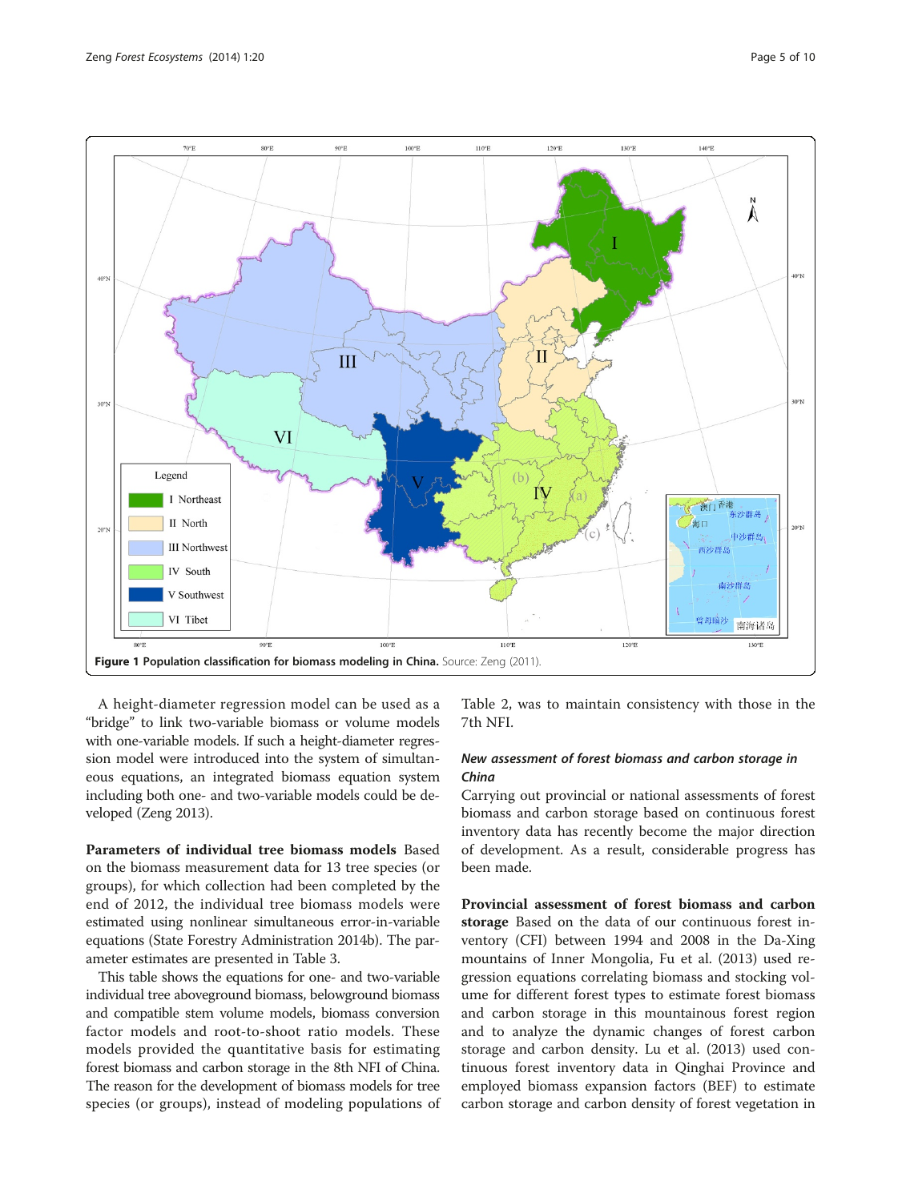**Figure 1 Population classification for biomass modeling in China.** Source: Zeng (2011).

A height-diameter regression model can be used as a "bridge" to link two-variable biomass or volume models with one-variable models. If such a height-diameter regression model were introduced into the system of simultaneous equations, an integrated biomass equation system including both one- and two-variable models could be developed (Zeng 2013).

**Parameters of individual tree biomass models** Based on the biomass measurement data for 13 tree species (or groups), for which collection had been completed by the end of 2012, the individual tree biomass models were estimated using nonlinear simultaneous error-in-variable equations (State Forestry Administration 2014b). The parameter estimates are presented in Table 3.

This table shows the equations for one- and two-variable individual tree aboveground biomass, belowground biomass and compatible stem volume models, biomass conversion factor models and root-to-shoot ratio models. These models provided the quantitative basis for estimating forest biomass and carbon storage in the 8th NFI of China. The reason for the development of biomass models for tree species (or groups), instead of modeling populations of Table 2, was to maintain consistency with those in the 7th NFI.

### *New assessment of forest biomass and carbon storage in China*

Carrying out provincial or national assessments of forest biomass and carbon storage based on continuous forest inventory data has recently become the major direction of development. As a result, considerable progress has been made.

**Provincial assessment of forest biomass and carbon storage** Based on the data of our continuous forest inventory (CFI) between 1994 and 2008 in the Da-Xing mountains of Inner Mongolia, Fu et al. (2013) used regression equations correlating biomass and stocking volume for different forest types to estimate forest biomass and carbon storage in this mountainous forest region and to analyze the dynamic changes of forest carbon storage and carbon density. Lu et al. (2013) used continuous forest inventory data in Qinghai Province and employed biomass expansion factors (BEF) to estimate carbon storage and carbon density of forest vegetation in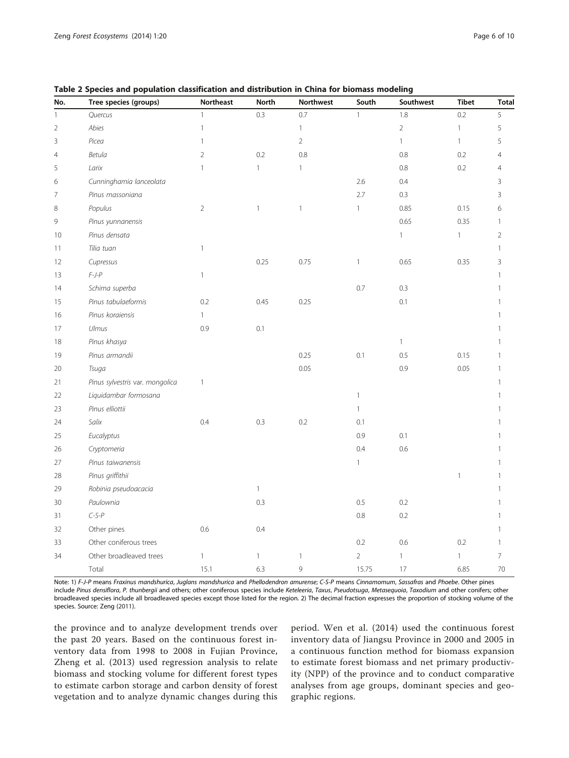**Table 2 Species and population classification and distribution in China for biomass modeling**

| No. | Tree species (groups) | Northeast | North | Northwest | South | Southwest | Tibet | Total |
|---|---|---|---|---|---|---|---|---|
| 1 | *Quercus* | 1 | 0.3 | 0.7 | 1 | 1.8 | 0.2 | 5 |
| 2 | *Abies* | 1 | | 1 | | 2 | 1 | 5 |
| 3 | *Picea* | 1 | | 2 | | 1 | 1 | 5 |
| 4 | *Betula* | 2 | 0.2 | 0.8 | | 0.8 | 0.2 | 4 |
| 5 | *Larix* | 1 | 1 | 1 | | 0.8 | 0.2 | 4 |
| 6 | *Cunninghamia lanceolata* | | | | 2.6 | 0.4 | | 3 |
| 7 | *Pinus massoniana* | | | | 2.7 | 0.3 | | 3 |
| 8 | *Populus* | 2 | 1 | 1 | 1 | 0.85 | 0.15 | 6 |
| 9 | *Pinus yunnanensis* | | | | | 0.65 | 0.35 | 1 |
| 10 | *Pinus densata* | | | | | 1 | 1 | 2 |
| 11 | *Tilia tuan* | 1 | | | | | | 1 |
| 12 | *Cupressus* | | 0.25 | 0.75 | 1 | 0.65 | 0.35 | 3 |
| 13 | *F-J-P* | 1 | | | | | | 1 |
| 14 | *Schima superba* | | | | 0.7 | 0.3 | | 1 |
| 15 | *Pinus tabulaeformis* | 0.2 | 0.45 | 0.25 | | 0.1 | | 1 |
| 16 | *Pinus koraiensis* | 1 | | | | | | 1 |
| 17 | *Ulmus* | 0.9 | 0.1 | | | | | 1 |
| 18 | *Pinus khasya* | | | | | 1 | | 1 |
| 19 | *Pinus armandii* | | | 0.25 | 0.1 | 0.5 | 0.15 | 1 |
| 20 | *Tsuga* | | | 0.05 | | 0.9 | 0.05 | 1 |
| 21 | *Pinus sylvestris var. mongolica* | 1 | | | | | | 1 |
| 22 | *Liquidambar formosana* | | | | 1 | | | 1 |
| 23 | *Pinus elliottii* | | | | 1 | | | 1 |
| 24 | *Salix* | 0.4 | 0.3 | 0.2 | 0.1 | | | 1 |
| 25 | *Eucalyptus* | | | | 0.9 | 0.1 | | 1 |
| 26 | *Cryptomeria* | | | | 0.4 | 0.6 | | 1 |
| 27 | *Pinus taiwanensis* | | | | 1 | | | 1 |
| 28 | *Pinus griffithii* | | | | | | 1 | 1 |
| 29 | *Robinia pseudoacacia* | | 1 | | | | | 1 |
| 30 | *Paulownia* | | 0.3 | | 0.5 | 0.2 | | 1 |
| 31 | *C-S-P* | | | | 0.8 | 0.2 | | 1 |
| 32 | Other pines | 0.6 | 0.4 | | | | | 1 |
| 33 | Other coniferous trees | | | | 0.2 | 0.6 | 0.2 | 1 |
| 34 | Other broadleaved trees | 1 | 1 | 1 | 2 | 1 | 1 | 7 |
| | Total | 15.1 | 6.3 | 9 | 15.75 | 17 | 6.85 | 70 |

Note: 1) *F-J-P* means *Fraxinus mandshurica*, *Juglans mandshurica* and *Phellodendron amurense*; *C-S-P* means *Cinnamomum*, *Sassafras* and *Phoebe*. Other pines include *Pinus densiflora*, *P. thunbergii* and others; other coniferous species include *Keteleeria*, *Taxus*, *Pseudotsuga*, *Metasequoia*, *Taxodium* and other conifers; other broadleaved species include all broadleaved species except those listed for the region. 2) The decimal fraction expresses the proportion of stocking volume of the species. Source: Zeng (2011).

the province and to analyze development trends over the past 20 years. Based on the continuous forest inventory data from 1998 to 2008 in Fujian Province, Zheng et al. (2013) used regression analysis to relate biomass and stocking volume for different forest types to estimate carbon storage and carbon density of forest vegetation and to analyze dynamic changes during this period. Wen et al. (2014) used the continuous forest inventory data of Jiangsu Province in 2000 and 2005 in a continuous function method for biomass expansion to estimate forest biomass and net primary productivity (NPP) of the province and to conduct comparative analyses from age groups, dominant species and geographic regions.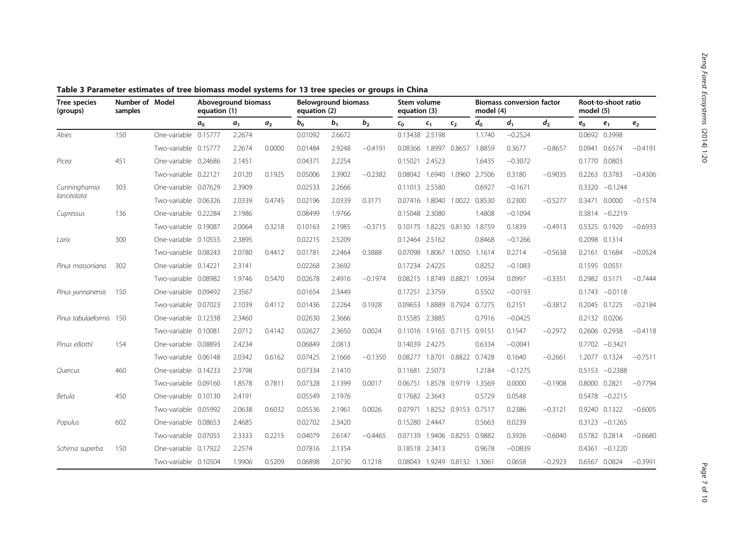**Table 3 Parameter estimates of tree biomass model systems for 13 tree species or groups in China**

| Tree species (groups) | Number of samples | Model | Aboveground biomass equation (1) | | | Belowground biomass equation (2) | | | Stem volume equation (3) | | | Biomass conversion factor model (4) | | | Root-to-shoot ratio model (5) | | |
|---|---|---|---|---|---|---|---|---|---|---|---|---|---|---|---|---|---|
| | | | $a_0$ | $a_1$ | $a_2$ | $b_0$ | $b_1$ | $b_2$ | $c_0$ | $c_1$ | $c_2$ | $d_0$ | $d_1$ | $d_2$ | $e_0$ | $e_1$ | $e_2$ |
| *Abies* | 150 | One-variable | 0.15777 | 2.2674 | | 0.01092 | 2.6672 | | 0.13438 | 2.5198 | | 1.1740 | −0.2524 | | 0.0692 | 0.3998 | |
| | | Two-variable | 0.15777 | 2.2674 | 0.0000 | 0.01484 | 2.9248 | −0.4191 | 0.08366 | 1.8997 | 0.8657 | 1.8859 | 0.3677 | −0.8657 | 0.0941 | 0.6574 | −0.4191 |
| *Picea* | 451 | One-variable | 0.24686 | 2.1451 | | 0.04371 | 2.2254 | | 0.15021 | 2.4523 | | 1.6435 | −0.3072 | | 0.1770 | 0.0803 | |
| | | Two-variable | 0.22121 | 2.0120 | 0.1925 | 0.05006 | 2.3902 | −0.2382 | 0.08042 | 1.6940 | 1.0960 | 2.7506 | 0.3180 | −0.9035 | 0.2263 | 0.3783 | −0.4306 |
| *Cunninghamia lanceolata* | 303 | One-variable | 0.07629 | 2.3909 | | 0.02533 | 2.2666 | | 0.11013 | 2.5580 | | 0.6927 | −0.1671 | | 0.3320 | −0.1244 | |
| | | Two-variable | 0.06326 | 2.0339 | 0.4745 | 0.02196 | 2.0339 | 0.3171 | 0.07416 | 1.8040 | 1.0022 | 0.8530 | 0.2300 | −0.5277 | 0.3471 | 0.0000 | −0.1574 |
| *Cupressus* | 136 | One-variable | 0.22284 | 2.1986 | | 0.08499 | 1.9766 | | 0.15048 | 2.3080 | | 1.4808 | −0.1094 | | 0.3814 | −0.2219 | |
| | | Two-variable | 0.19087 | 2.0064 | 0.3218 | 0.10163 | 2.1985 | −0.3715 | 0.10175 | 1.8225 | 0.8130 | 1.8759 | 0.1839 | −0.4913 | 0.5325 | 0.1920 | −0.6933 |
| *Larix* | 300 | One-variable | 0.10555 | 2.3895 | | 0.02215 | 2.5209 | | 0.12464 | 2.5162 | | 0.8468 | −0.1266 | | 0.2098 | 0.1314 | |
| | | Two-variable | 0.08243 | 2.0780 | 0.4412 | 0.01781 | 2.2464 | 0.3888 | 0.07098 | 1.8067 | 1.0050 | 1.1614 | 0.2714 | −0.5638 | 0.2161 | 0.1684 | −0.0524 |
| *Pinus massoniana* | 302 | One-variable | 0.14221 | 2.3141 | | 0.02268 | 2.3692 | | 0.17234 | 2.4225 | | 0.8252 | −0.1083 | | 0.1595 | 0.0551 | |
| | | Two-variable | 0.08982 | 1.9746 | 0.5470 | 0.02678 | 2.4916 | −0.1974 | 0.08215 | 1.8749 | 0.8821 | 1.0934 | 0.0997 | −0.3351 | 0.2982 | 0.5171 | −0.7444 |
| *Pinus yunnanensis* | 150 | One-variable | 0.09492 | 2.3567 | | 0.01654 | 2.3449 | | 0.17251 | 2.3759 | | 0.5502 | −0.0193 | | 0.1743 | −0.0118 | |
| | | Two-variable | 0.07023 | 2.1039 | 0.4112 | 0.01436 | 2.2264 | 0.1928 | 0.09653 | 1.8889 | 0.7924 | 0.7275 | 0.2151 | −0.3812 | 0.2045 | 0.1225 | −0.2184 |
| *Pinus tabulaeformis* | 150 | One-variable | 0.12338 | 2.3460 | | 0.02630 | 2.3666 | | 0.15585 | 2.3885 | | 0.7916 | −0.0425 | | 0.2132 | 0.0206 | |
| | | Two-variable | 0.10081 | 2.0712 | 0.4142 | 0.02627 | 2.3650 | 0.0024 | 0.11016 | 1.9165 | 0.7115 | 0.9151 | 0.1547 | −0.2972 | 0.2606 | 0.2938 | −0.4118 |
| *Pinus elliottii* | 154 | One-variable | 0.08893 | 2.4234 | | 0.06849 | 2.0813 | | 0.14039 | 2.4275 | | 0.6334 | −0.0041 | | 0.7702 | −0.3421 | |
| | | Two-variable | 0.06148 | 2.0342 | 0.6162 | 0.07425 | 2.1666 | −0.1350 | 0.08277 | 1.8701 | 0.8822 | 0.7428 | 0.1640 | −0.2661 | 1.2077 | 0.1324 | −0.7511 |
| *Quercus* | 460 | One-variable | 0.14233 | 2.3798 | | 0.07334 | 2.1410 | | 0.11681 | 2.5073 | | 1.2184 | −0.1275 | | 0.5153 | −0.2388 | |
| | | Two-variable | 0.09160 | 1.8578 | 0.7811 | 0.07328 | 2.1399 | 0.0017 | 0.06751 | 1.8578 | 0.9719 | 1.3569 | 0.0000 | −0.1908 | 0.8000 | 0.2821 | −0.7794 |
| *Betula* | 450 | One-variable | 0.10130 | 2.4191 | | 0.05549 | 2.1976 | | 0.17682 | 2.3643 | | 0.5729 | 0.0548 | | 0.5478 | −0.2215 | |
| | | Two-variable | 0.05992 | 2.0638 | 0.6032 | 0.05536 | 2.1961 | 0.0026 | 0.07971 | 1.8252 | 0.9153 | 0.7517 | 0.2386 | −0.3121 | 0.9240 | 0.1322 | −0.6005 |
| *Populus* | 602 | One-variable | 0.08653 | 2.4685 | | 0.02702 | 2.3420 | | 0.15280 | 2.4447 | | 0.5663 | 0.0239 | | 0.3123 | −0.1265 | |
| | | Two-variable | 0.07055 | 2.3333 | 0.2215 | 0.04079 | 2.6147 | −0.4465 | 0.07139 | 1.9406 | 0.8255 | 0.9882 | 0.3926 | −0.6040 | 0.5782 | 0.2814 | −0.6680 |
| *Schima superba* | 150 | One-variable | 0.17922 | 2.2574 | | 0.07816 | 2.1354 | | 0.18518 | 2.3413 | | 0.9678 | −0.0839 | | 0.4361 | −0.1220 | |
| | | Two-variable | 0.10504 | 1.9906 | 0.5209 | 0.06898 | 2.0730 | 0.1218 | 0.08043 | 1.9249 | 0.8132 | 1.3061 | 0.0658 | −0.2923 | 0.6567 | 0.0824 | −0.3991 |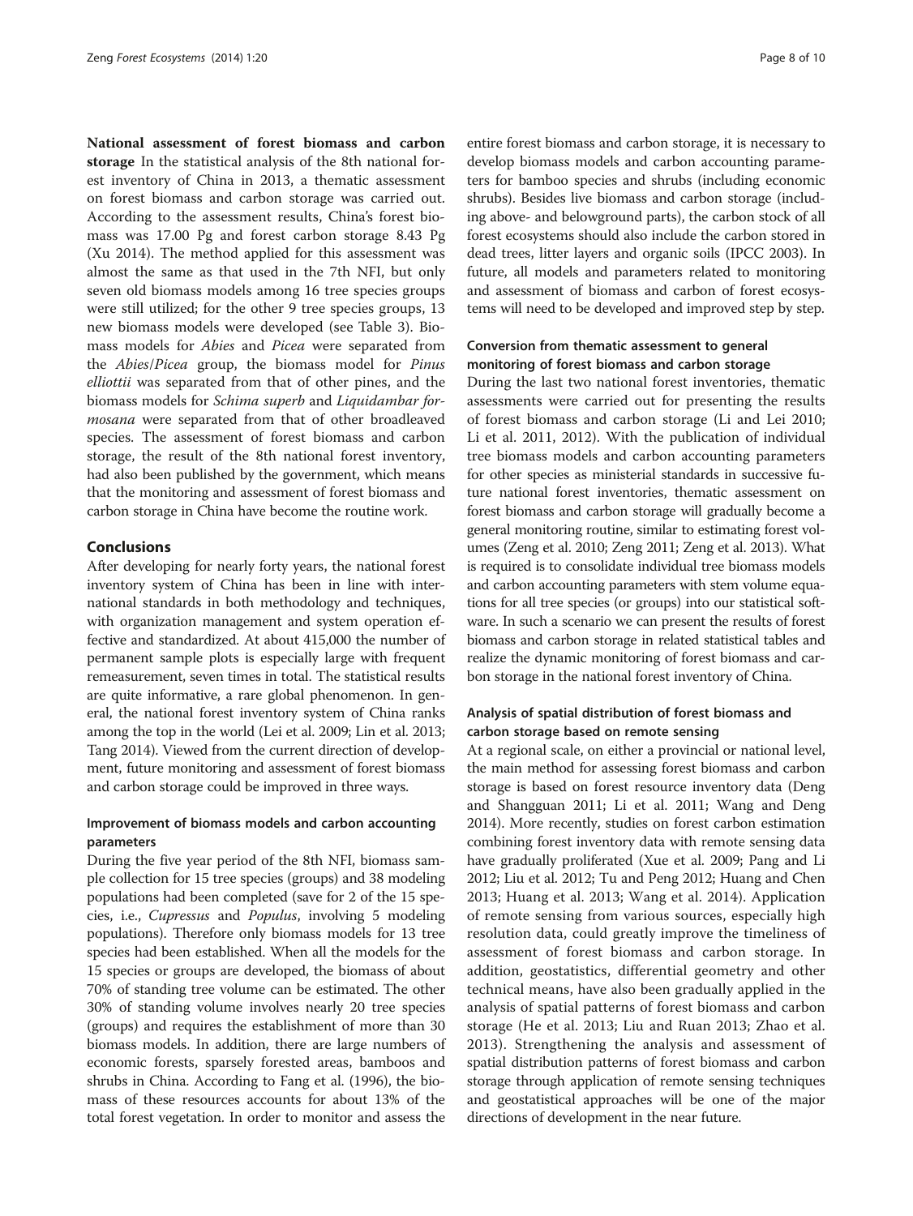**National assessment of forest biomass and carbon storage** In the statistical analysis of the 8th national forest inventory of China in 2013, a thematic assessment on forest biomass and carbon storage was carried out. According to the assessment results, China's forest biomass was 17.00 Pg and forest carbon storage 8.43 Pg (Xu 2014). The method applied for this assessment was almost the same as that used in the 7th NFI, but only seven old biomass models among 16 tree species groups were still utilized; for the other 9 tree species groups, 13 new biomass models were developed (see Table 3). Biomass models for *Abies* and *Picea* were separated from the *Abies*/*Picea* group, the biomass model for *Pinus elliottii* was separated from that of other pines, and the biomass models for *Schima superb* and *Liquidambar formosana* were separated from that of other broadleaved species. The assessment of forest biomass and carbon storage, the result of the 8th national forest inventory, had also been published by the government, which means that the monitoring and assessment of forest biomass and carbon storage in China have become the routine work.

## Conclusions

After developing for nearly forty years, the national forest inventory system of China has been in line with international standards in both methodology and techniques, with organization management and system operation effective and standardized. At about 415,000 the number of permanent sample plots is especially large with frequent remeasurement, seven times in total. The statistical results are quite informative, a rare global phenomenon. In general, the national forest inventory system of China ranks among the top in the world (Lei et al. 2009; Lin et al. 2013; Tang 2014). Viewed from the current direction of development, future monitoring and assessment of forest biomass and carbon storage could be improved in three ways.

### Improvement of biomass models and carbon accounting parameters

During the five year period of the 8th NFI, biomass sample collection for 15 tree species (groups) and 38 modeling populations had been completed (save for 2 of the 15 species, i.e., *Cupressus* and *Populus*, involving 5 modeling populations). Therefore only biomass models for 13 tree species had been established. When all the models for the 15 species or groups are developed, the biomass of about 70% of standing tree volume can be estimated. The other 30% of standing volume involves nearly 20 tree species (groups) and requires the establishment of more than 30 biomass models. In addition, there are large numbers of economic forests, sparsely forested areas, bamboos and shrubs in China. According to Fang et al. (1996), the biomass of these resources accounts for about 13% of the total forest vegetation. In order to monitor and assess the entire forest biomass and carbon storage, it is necessary to develop biomass models and carbon accounting parameters for bamboo species and shrubs (including economic shrubs). Besides live biomass and carbon storage (including above- and belowground parts), the carbon stock of all forest ecosystems should also include the carbon stored in dead trees, litter layers and organic soils (IPCC 2003). In future, all models and parameters related to monitoring and assessment of biomass and carbon of forest ecosystems will need to be developed and improved step by step.

### Conversion from thematic assessment to general monitoring of forest biomass and carbon storage

During the last two national forest inventories, thematic assessments were carried out for presenting the results of forest biomass and carbon storage (Li and Lei 2010; Li et al. 2011, 2012). With the publication of individual tree biomass models and carbon accounting parameters for other species as ministerial standards in successive future national forest inventories, thematic assessment on forest biomass and carbon storage will gradually become a general monitoring routine, similar to estimating forest volumes (Zeng et al. 2010; Zeng 2011; Zeng et al. 2013). What is required is to consolidate individual tree biomass models and carbon accounting parameters with stem volume equations for all tree species (or groups) into our statistical software. In such a scenario we can present the results of forest biomass and carbon storage in related statistical tables and realize the dynamic monitoring of forest biomass and carbon storage in the national forest inventory of China.

### Analysis of spatial distribution of forest biomass and carbon storage based on remote sensing

At a regional scale, on either a provincial or national level, the main method for assessing forest biomass and carbon storage is based on forest resource inventory data (Deng and Shangguan 2011; Li et al. 2011; Wang and Deng 2014). More recently, studies on forest carbon estimation combining forest inventory data with remote sensing data have gradually proliferated (Xue et al. 2009; Pang and Li 2012; Liu et al. 2012; Tu and Peng 2012; Huang and Chen 2013; Huang et al. 2013; Wang et al. 2014). Application of remote sensing from various sources, especially high resolution data, could greatly improve the timeliness of assessment of forest biomass and carbon storage. In addition, geostatistics, differential geometry and other technical means, have also been gradually applied in the analysis of spatial patterns of forest biomass and carbon storage (He et al. 2013; Liu and Ruan 2013; Zhao et al. 2013). Strengthening the analysis and assessment of spatial distribution patterns of forest biomass and carbon storage through application of remote sensing techniques and geostatistical approaches will be one of the major directions of development in the near future.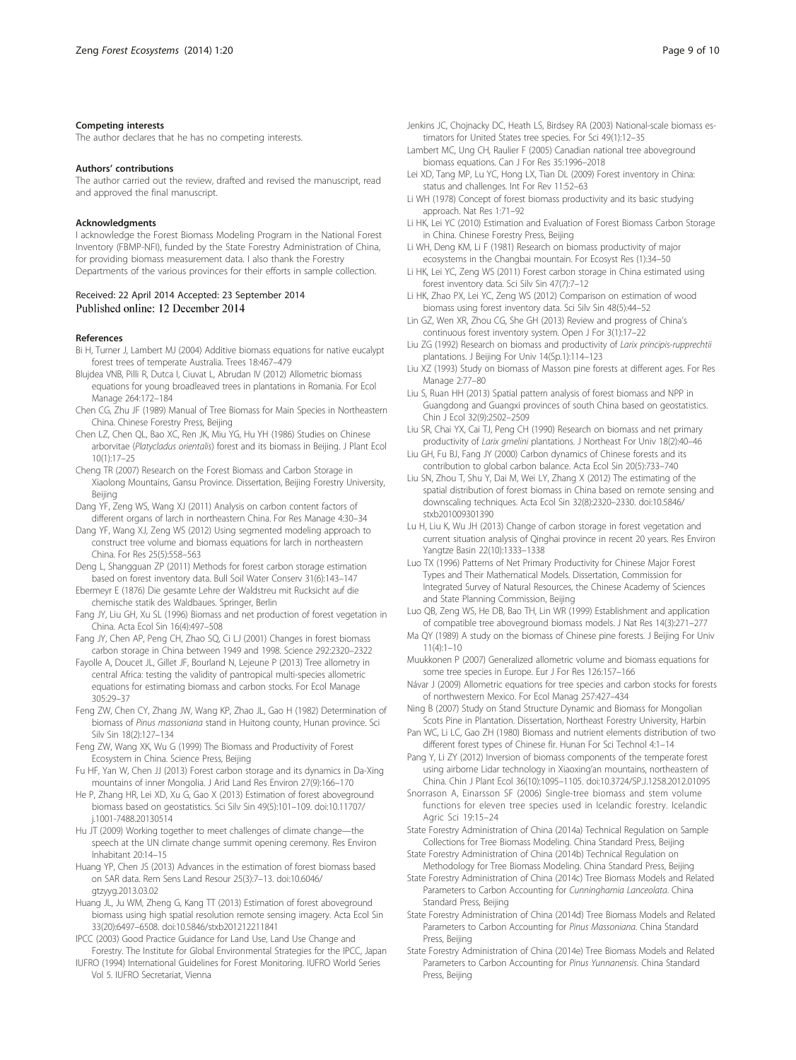#### Competing interests

The author declares that he has no competing interests.

#### Authors' contributions

The author carried out the review, drafted and revised the manuscript, read and approved the final manuscript.

#### Acknowledgments

I acknowledge the Forest Biomass Modeling Program in the National Forest Inventory (FBMP-NFI), funded by the State Forestry Administration of China, for providing biomass measurement data. I also thank the Forestry Departments of the various provinces for their efforts in sample collection.

Received: 22 April 2014 Accepted: 23 September 2014
Published online: 12 December 2014

#### References

Bi H, Turner J, Lambert MJ (2004) Additive biomass equations for native eucalypt forest trees of temperate Australia. Trees 18:467–479

Blujdea VNB, Pilli R, Dutca I, Ciuvat L, Abrudan IV (2012) Allometric biomass equations for young broadleaved trees in plantations in Romania. For Ecol Manage 264:172–184

Chen CG, Zhu JF (1989) Manual of Tree Biomass for Main Species in Northeastern China. Chinese Forestry Press, Beijing

Chen LZ, Chen QL, Bao XC, Ren JK, Miu YG, Hu YH (1986) Studies on Chinese arborvitae (*Platycladus orientalis*) forest and its biomass in Beijing. J Plant Ecol 10(1):17–25

Cheng TR (2007) Research on the Forest Biomass and Carbon Storage in Xiaolong Mountains, Gansu Province. Dissertation, Beijing Forestry University, Beijing

Dang YF, Zeng WS, Wang XJ (2011) Analysis on carbon content factors of different organs of larch in northeastern China. For Res Manage 4:30–34

Dang YF, Wang XJ, Zeng WS (2012) Using segmented modeling approach to construct tree volume and biomass equations for larch in northeastern China. For Res 25(5):558–563

Deng L, Shangguan ZP (2011) Methods for forest carbon storage estimation based on forest inventory data. Bull Soil Water Conserv 31(6):143–147

Ebermeyr E (1876) Die gesamte Lehre der Waldstreu mit Rucksicht auf die chemische statik des Waldbaues. Springer, Berlin

Fang JY, Liu GH, Xu SL (1996) Biomass and net production of forest vegetation in China. Acta Ecol Sin 16(4):497–508

Fang JY, Chen AP, Peng CH, Zhao SQ, Ci LJ (2001) Changes in forest biomass carbon storage in China between 1949 and 1998. Science 292:2320–2322

Fayolle A, Doucet JL, Gillet JF, Bourland N, Lejeune P (2013) Tree allometry in central Africa: testing the validity of pantropical multi-species allometric equations for estimating biomass and carbon stocks. For Ecol Manage 305:29–37

Feng ZW, Chen CY, Zhang JW, Wang KP, Zhao JL, Gao H (1982) Determination of biomass of *Pinus massoniana* stand in Huitong county, Hunan province. Sci Silv Sin 18(2):127–134

Feng ZW, Wang XK, Wu G (1999) The Biomass and Productivity of Forest Ecosystem in China. Science Press, Beijing

Fu HF, Yan W, Chen JJ (2013) Forest carbon storage and its dynamics in Da-Xing mountains of inner Mongolia. J Arid Land Res Environ 27(9):166–170

He P, Zhang HR, Lei XD, Xu G, Gao X (2013) Estimation of forest aboveground biomass based on geostatistics. Sci Silv Sin 49(5):101–109. doi:10.11707/j.1001-7488.20130514

Hu JT (2009) Working together to meet challenges of climate change—the speech at the UN climate change summit opening ceremony. Res Environ Inhabitant 20:14–15

Huang YP, Chen JS (2013) Advances in the estimation of forest biomass based on SAR data. Rem Sens Land Resour 25(3):7–13. doi:10.6046/gtzyyg.2013.03.02

Huang JL, Ju WM, Zheng G, Kang TT (2013) Estimation of forest aboveground biomass using high spatial resolution remote sensing imagery. Acta Ecol Sin 33(20):6497–6508. doi:10.5846/stxb201212211841

IPCC (2003) Good Practice Guidance for Land Use, Land Use Change and Forestry. The Institute for Global Environmental Strategies for the IPCC, Japan

IUFRO (1994) International Guidelines for Forest Monitoring. IUFRO World Series Vol 5. IUFRO Secretariat, Vienna

Jenkins JC, Chojnacky DC, Heath LS, Birdsey RA (2003) National-scale biomass estimators for United States tree species. For Sci 49(1):12–35

Lambert MC, Ung CH, Raulier F (2005) Canadian national tree aboveground biomass equations. Can J For Res 35:1996–2018

Lei XD, Tang MP, Lu YC, Hong LX, Tian DL (2009) Forest inventory in China: status and challenges. Int For Rev 11:52–63

Li WH (1978) Concept of forest biomass productivity and its basic studying approach. Nat Res 1:71–92

Li HK, Lei YC (2010) Estimation and Evaluation of Forest Biomass Carbon Storage in China. Chinese Forestry Press, Beijing

Li WH, Deng KM, Li F (1981) Research on biomass productivity of major ecosystems in the Changbai mountain. For Ecosyst Res (1):34–50

Li HK, Lei YC, Zeng WS (2011) Forest carbon storage in China estimated using forest inventory data. Sci Silv Sin 47(7):7–12

Li HK, Zhao PX, Lei YC, Zeng WS (2012) Comparison on estimation of wood biomass using forest inventory data. Sci Silv Sin 48(5):44–52

Lin GZ, Wen XR, Zhou CG, She GH (2013) Review and progress of China's continuous forest inventory system. Open J For 3(1):17–22

Liu ZG (1992) Research on biomass and productivity of *Larix principis-rupprechtii* plantations. J Beijing For Univ 14(Sp.1):114–123

Liu XZ (1993) Study on biomass of Masson pine forests at different ages. For Res Manage 2:77–80

Liu S, Ruan HH (2013) Spatial pattern analysis of forest biomass and NPP in Guangdong and Guangxi provinces of south China based on geostatistics. Chin J Ecol 32(9):2502–2509

Liu SR, Chai YX, Cai TJ, Peng CH (1990) Research on biomass and net primary productivity of *Larix gmelini* plantations. J Northeast For Univ 18(2):40–46

Liu GH, Fu BJ, Fang JY (2000) Carbon dynamics of Chinese forests and its contribution to global carbon balance. Acta Ecol Sin 20(5):733–740

Liu SN, Zhou T, Shu Y, Dai M, Wei LY, Zhang X (2012) The estimating of the spatial distribution of forest biomass in China based on remote sensing and downscaling techniques. Acta Ecol Sin 32(8):2320–2330. doi:10.5846/stxb201009301390

Lu H, Liu K, Wu JH (2013) Change of carbon storage in forest vegetation and current situation analysis of Qinghai province in recent 20 years. Res Environ Yangtze Basin 22(10):1333–1338

Luo TX (1996) Patterns of Net Primary Productivity for Chinese Major Forest Types and Their Mathematical Models. Dissertation, Commission for Integrated Survey of Natural Resources, the Chinese Academy of Sciences and State Planning Commission, Beijing

Luo QB, Zeng WS, He DB, Bao TH, Lin WR (1999) Establishment and application of compatible tree aboveground biomass models. J Nat Res 14(3):271–277

Ma QY (1989) A study on the biomass of Chinese pine forests. J Beijing For Univ 11(4):1–10

Muukkonen P (2007) Generalized allometric volume and biomass equations for some tree species in Europe. Eur J For Res 126:157–166

Návar J (2009) Allometric equations for tree species and carbon stocks for forests of northwestern Mexico. For Ecol Manag 257:427–434

Ning B (2007) Study on Stand Structure Dynamic and Biomass for Mongolian Scots Pine in Plantation. Dissertation, Northeast Forestry University, Harbin

Pan WC, Li LC, Gao ZH (1980) Biomass and nutrient elements distribution of two different forest types of Chinese fir. Hunan For Sci Technol 4:1–14

Pang Y, Li ZY (2012) Inversion of biomass components of the temperate forest using airborne Lidar technology in Xiaoxing'an mountains, northeastern of China. Chin J Plant Ecol 36(10):1095–1105. doi:10.3724/SP.J.1258.2012.01095

Snorrason A, Einarsson SF (2006) Single-tree biomass and stem volume functions for eleven tree species used in Icelandic forestry. Icelandic Agric Sci 19:15–24

State Forestry Administration of China (2014a) Technical Regulation on Sample Collections for Tree Biomass Modeling. China Standard Press, Beijing

State Forestry Administration of China (2014b) Technical Regulation on Methodology for Tree Biomass Modeling. China Standard Press, Beijing

State Forestry Administration of China (2014c) Tree Biomass Models and Related Parameters to Carbon Accounting for *Cunninghamia Lanceolata*. China Standard Press, Beijing

State Forestry Administration of China (2014d) Tree Biomass Models and Related Parameters to Carbon Accounting for *Pinus Massoniana*. China Standard Press, Beijing

State Forestry Administration of China (2014e) Tree Biomass Models and Related Parameters to Carbon Accounting for *Pinus Yunnanensis*. China Standard Press, Beijing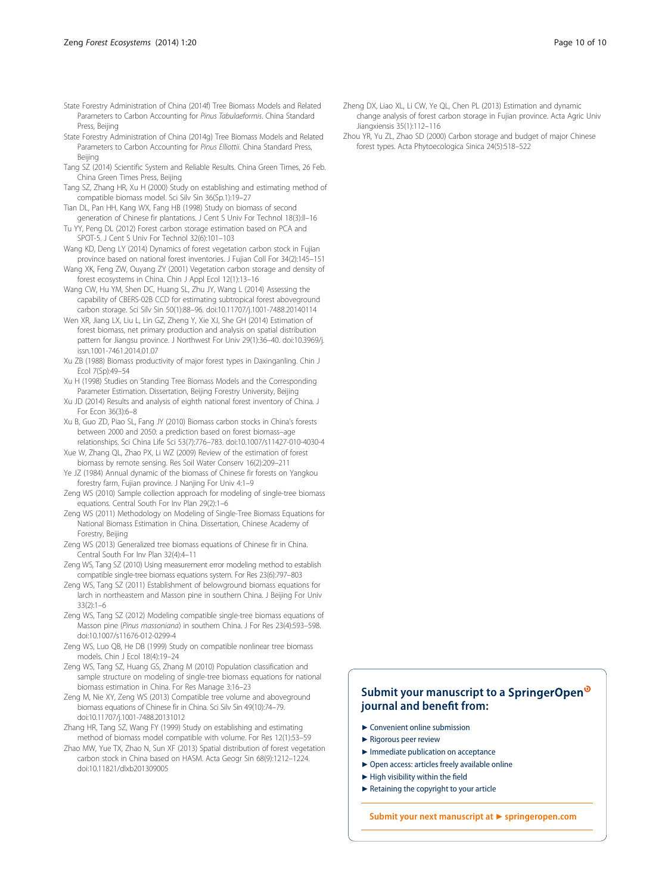State Forestry Administration of China (2014f) Tree Biomass Models and Related Parameters to Carbon Accounting for *Pinus Tabulaeformis*. China Standard Press, Beijing

State Forestry Administration of China (2014g) Tree Biomass Models and Related Parameters to Carbon Accounting for *Pinus Elliottii*. China Standard Press, Beijing

Tang SZ (2014) Scientific System and Reliable Results. China Green Times, 26 Feb. China Green Times Press, Beijing

Tang SZ, Zhang HR, Xu H (2000) Study on establishing and estimating method of compatible biomass model. Sci Silv Sin 36(Sp.1):19–27

Tian DL, Pan HH, Kang WX, Fang HB (1998) Study on biomass of second generation of Chinese fir plantations. J Cent S Univ For Technol 18(3):ll–16

Tu YY, Peng DL (2012) Forest carbon storage estimation based on PCA and SPOT-5. J Cent S Univ For Technol 32(6):101–103

Wang KD, Deng LY (2014) Dynamics of forest vegetation carbon stock in Fujian province based on national forest inventories. J Fujian Coll For 34(2):145–151

Wang XK, Feng ZW, Ouyang ZY (2001) Vegetation carbon storage and density of forest ecosystems in China. Chin J Appl Ecol 12(1):13–16

Wang CW, Hu YM, Shen DC, Huang SL, Zhu JY, Wang L (2014) Assessing the capability of CBERS-02B CCD for estimating subtropical forest aboveground carbon storage. Sci Silv Sin 50(1):88–96. doi:10.11707/j.1001-7488.20140114

Wen XR, Jiang LX, Liu L, Lin GZ, Zheng Y, Xie XJ, She GH (2014) Estimation of forest biomass, net primary production and analysis on spatial distribution pattern for Jiangsu province. J Northwest For Univ 29(1):36–40. doi:10.3969/j.issn.1001-7461.2014.01.07

Xu ZB (1988) Biomass productivity of major forest types in Daxinganling. Chin J Ecol 7(Sp):49–54

Xu H (1998) Studies on Standing Tree Biomass Models and the Corresponding Parameter Estimation. Dissertation, Beijing Forestry University, Beijing

Xu JD (2014) Results and analysis of eighth national forest inventory of China. J For Econ 36(3):6–8

Xu B, Guo ZD, Piao SL, Fang JY (2010) Biomass carbon stocks in China's forests between 2000 and 2050: a prediction based on forest biomass–age relationships. Sci China Life Sci 53(7):776–783. doi:10.1007/s11427-010-4030-4

Xue W, Zhang QL, Zhao PX, Li WZ (2009) Review of the estimation of forest biomass by remote sensing. Res Soil Water Conserv 16(2):209–211

Ye JZ (1984) Annual dynamic of the biomass of Chinese fir forests on Yangkou forestry farm, Fujian province. J Nanjing For Univ 4:1–9

Zeng WS (2010) Sample collection approach for modeling of single-tree biomass equations. Central South For Inv Plan 29(2):1–6

Zeng WS (2011) Methodology on Modeling of Single-Tree Biomass Equations for National Biomass Estimation in China. Dissertation, Chinese Academy of Forestry, Beijing

Zeng WS (2013) Generalized tree biomass equations of Chinese fir in China. Central South For Inv Plan 32(4):4–11

Zeng WS, Tang SZ (2010) Using measurement error modeling method to establish compatible single-tree biomass equations system. For Res 23(6):797–803

Zeng WS, Tang SZ (2011) Establishment of belowground biomass equations for larch in northeastern and Masson pine in southern China. J Beijing For Univ 33(2):1–6

Zeng WS, Tang SZ (2012) Modeling compatible single-tree biomass equations of Masson pine (*Pinus massoniana*) in southern China. J For Res 23(4):593–598. doi:10.1007/s11676-012-0299-4

Zeng WS, Luo QB, He DB (1999) Study on compatible nonlinear tree biomass models. Chin J Ecol 18(4):19–24

Zeng WS, Tang SZ, Huang GS, Zhang M (2010) Population classification and sample structure on modeling of single-tree biomass equations for national biomass estimation in China. For Res Manage 3:16–23

Zeng M, Nie XY, Zeng WS (2013) Compatible tree volume and aboveground biomass equations of Chinese fir in China. Sci Silv Sin 49(10):74–79. doi:10.11707/j.1001-7488.20131012

Zhang HR, Tang SZ, Wang FY (1999) Study on establishing and estimating method of biomass model compatible with volume. For Res 12(1):53–59

Zhao MW, Yue TX, Zhao N, Sun XF (2013) Spatial distribution of forest vegetation carbon stock in China based on HASM. Acta Geogr Sin 68(9):1212–1224. doi:10.11821/dlxb201309005

Zheng DX, Liao XL, Li CW, Ye QL, Chen PL (2013) Estimation and dynamic change analysis of forest carbon storage in Fujian province. Acta Agric Univ Jiangxiensis 35(1):112–116

Zhou YR, Yu ZL, Zhao SD (2000) Carbon storage and budget of major Chinese forest types. Acta Phytoecologica Sinica 24(5):518–522

**Submit your manuscript to a SpringerOpen journal and benefit from:**

- ► Convenient online submission
- ► Rigorous peer review
- ► Immediate publication on acceptance
- ► Open access: articles freely available online
- ► High visibility within the field
- ► Retaining the copyright to your article

**Submit your next manuscript at ► springeropen.com**